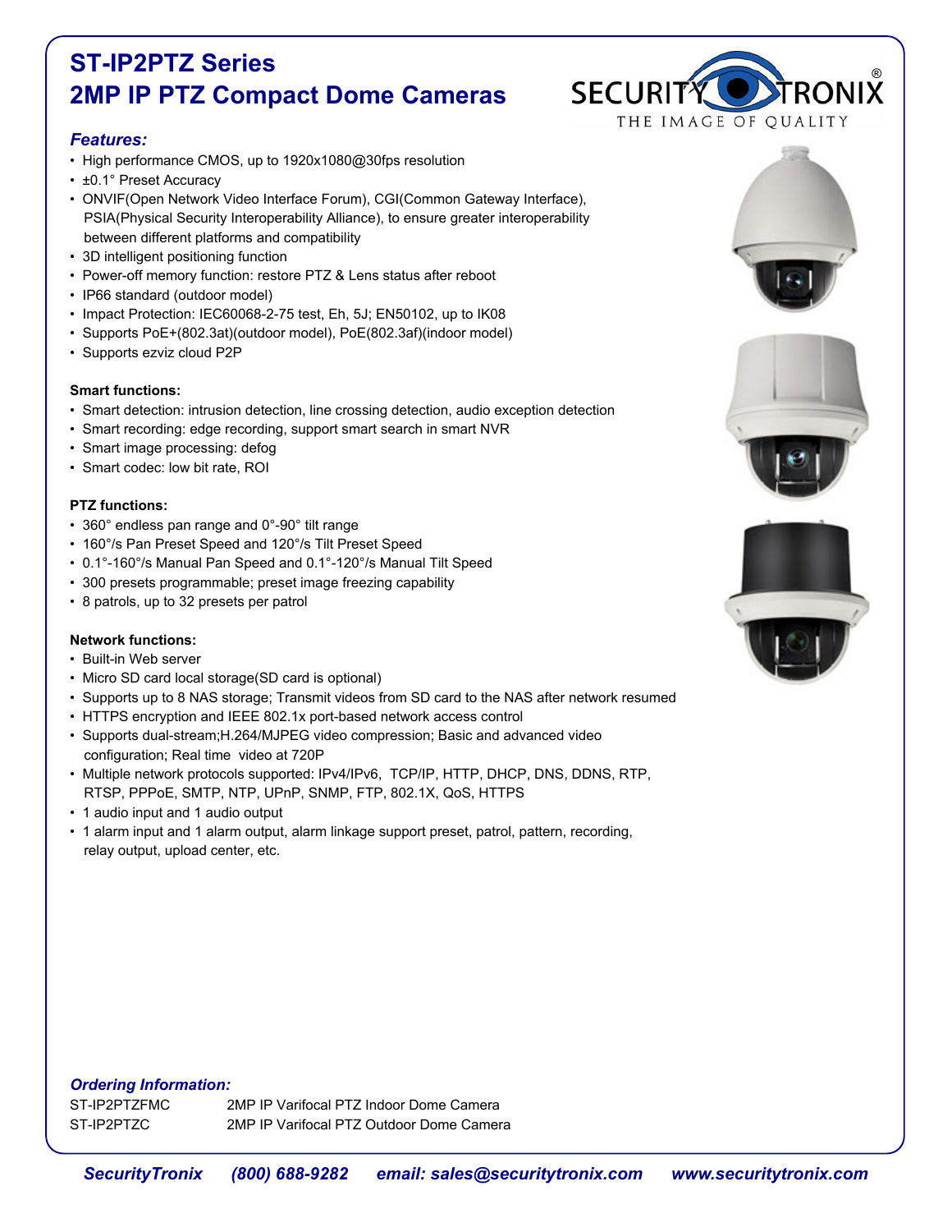# ST-IP2PTZ Series
# 2MP IP PTZ Compact Dome Cameras

SECURITY TRONIX®
THE IMAGE OF QUALITY

### *Features:*

- High performance CMOS, up to 1920x1080@30fps resolution
- ±0.1° Preset Accuracy
- ONVIF(Open Network Video Interface Forum), CGI(Common Gateway Interface), PSIA(Physical Security Interoperability Alliance), to ensure greater interoperability between different platforms and compatibility
- 3D intelligent positioning function
- Power-off memory function: restore PTZ & Lens status after reboot
- IP66 standard (outdoor model)
- Impact Protection: IEC60068-2-75 test, Eh, 5J; EN50102, up to IK08
- Supports PoE+(802.3at)(outdoor model), PoE(802.3af)(indoor model)
- Supports ezviz cloud P2P

**Smart functions:**

- Smart detection: intrusion detection, line crossing detection, audio exception detection
- Smart recording: edge recording, support smart search in smart NVR
- Smart image processing: defog
- Smart codec: low bit rate, ROI

**PTZ functions:**

- 360° endless pan range and 0°-90° tilt range
- 160°/s Pan Preset Speed and 120°/s Tilt Preset Speed
- 0.1°-160°/s Manual Pan Speed and 0.1°-120°/s Manual Tilt Speed
- 300 presets programmable; preset image freezing capability
- 8 patrols, up to 32 presets per patrol

**Network functions:**

- Built-in Web server
- Micro SD card local storage(SD card is optional)
- Supports up to 8 NAS storage; Transmit videos from SD card to the NAS after network resumed
- HTTPS encryption and IEEE 802.1x port-based network access control
- Supports dual-stream;H.264/MJPEG video compression; Basic and advanced video configuration; Real time video at 720P
- Multiple network protocols supported: IPv4/IPv6, TCP/IP, HTTP, DHCP, DNS, DDNS, RTP, RTSP, PPPoE, SMTP, NTP, UPnP, SNMP, FTP, 802.1X, QoS, HTTPS
- 1 audio input and 1 audio output
- 1 alarm input and 1 alarm output, alarm linkage support preset, patrol, pattern, recording, relay output, upload center, etc.

### *Ordering Information:*

| ST-IP2PTZFMC | 2MP IP Varifocal PTZ Indoor Dome Camera |
| --- | --- |
| ST-IP2PTZC | 2MP IP Varifocal PTZ Outdoor Dome Camera |

*SecurityTronix (800) 688-9282 email: sales@securitytronix.com www.securitytronix.com*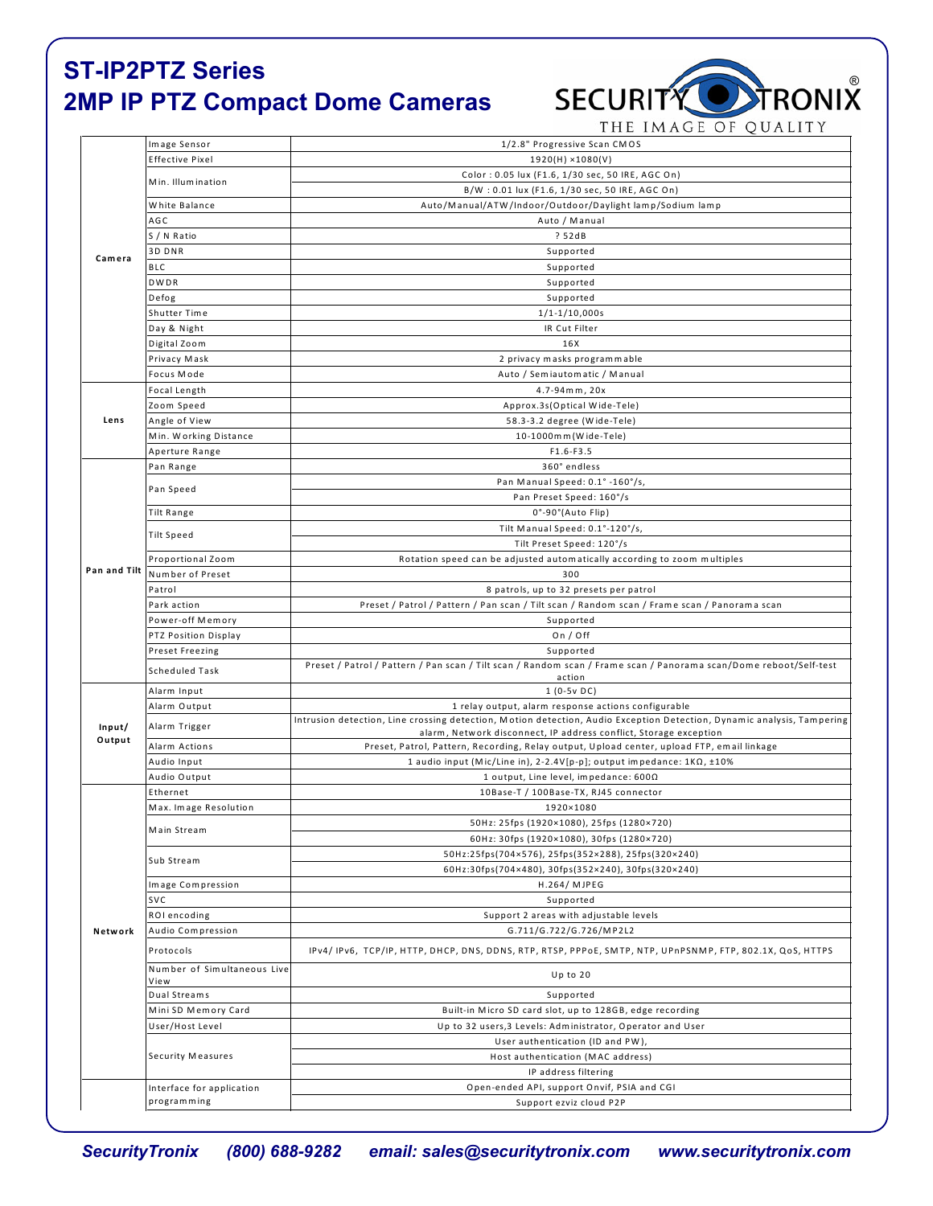# ST-IP2PTZ Series
# 2MP IP PTZ Compact Dome Cameras

| | | |
|---|---|---|
| Camera | Image Sensor | 1/2.8" Progressive Scan CMOS |
| | Effective Pixel | 1920(H) ×1080(V) |
| | Min. Illumination | Color : 0.05 lux (F1.6, 1/30 sec, 50 IRE, AGC On) |
| | | B/W : 0.01 lux (F1.6, 1/30 sec, 50 IRE, AGC On) |
| | White Balance | Auto/Manual/ATW/Indoor/Outdoor/Daylight lamp/Sodium lamp |
| | AGC | Auto / Manual |
| | S / N Ratio | ? 52dB |
| | 3D DNR | Supported |
| | BLC | Supported |
| | DWDR | Supported |
| | Defog | Supported |
| | Shutter Time | 1/1-1/10,000s |
| | Day & Night | IR Cut Filter |
| | Digital Zoom | 16X |
| | Privacy Mask | 2 privacy masks programmable |
| | Focus Mode | Auto / Semiautomatic / Manual |
| Lens | Focal Length | 4.7-94mm, 20x |
| | Zoom Speed | Approx.3s(Optical Wide-Tele) |
| | Angle of View | 58.3-3.2 degree (Wide-Tele) |
| | Min. Working Distance | 10-1000mm(Wide-Tele) |
| | Aperture Range | F1.6-F3.5 |
| Pan and Tilt | Pan Range | 360° endless |
| | Pan Speed | Pan Manual Speed: 0.1° -160°/s, |
| | | Pan Preset Speed: 160°/s |
| | Tilt Range | 0°-90°(Auto Flip) |
| | Tilt Speed | Tilt Manual Speed: 0.1°-120°/s, |
| | | Tilt Preset Speed: 120°/s |
| | Proportional Zoom | Rotation speed can be adjusted automatically according to zoom multiples |
| | Number of Preset | 300 |
| | Patrol | 8 patrols, up to 32 presets per patrol |
| | Park action | Preset / Patrol / Pattern / Pan scan / Tilt scan / Random scan / Frame scan / Panorama scan |
| | Power-off Memory | Supported |
| | PTZ Position Display | On / Off |
| | Preset Freezing | Supported |
| | Scheduled Task | Preset / Patrol / Pattern / Pan scan / Tilt scan / Random scan / Frame scan / Panorama scan/Dome reboot/Self-test action |
| Input/ Output | Alarm Input | 1 (0-5v DC) |
| | Alarm Output | 1 relay output, alarm response actions configurable |
| | Alarm Trigger | Intrusion detection, Line crossing detection, Motion detection, Audio Exception Detection, Dynamic analysis, Tampering alarm, Network disconnect, IP address conflict, Storage exception |
| | Alarm Actions | Preset, Patrol, Pattern, Recording, Relay output, Upload center, upload FTP, email linkage |
| | Audio Input | 1 audio input (Mic/Line in), 2-2.4V[p-p]; output impedance: 1KΩ, ±10% |
| | Audio Output | 1 output, Line level, impedance: 600Ω |
| Network | Ethernet | 10Base-T / 100Base-TX, RJ45 connector |
| | Max. Image Resolution | 1920×1080 |
| | Main Stream | 50Hz: 25fps (1920×1080), 25fps (1280×720) |
| | | 60Hz: 30fps (1920×1080), 30fps (1280×720) |
| | Sub Stream | 50Hz:25fps(704×576), 25fps(352×288), 25fps(320×240) |
| | | 60Hz:30fps(704×480), 30fps(352×240), 30fps(320×240) |
| | Image Compression | H.264/ MJPEG |
| | SVC | Supported |
| | ROI encoding | Support 2 areas with adjustable levels |
| | Audio Compression | G.711/G.722/G.726/MP2L2 |
| | Protocols | IPv4/ IPv6, TCP/IP, HTTP, DHCP, DNS, DDNS, RTP, RTSP, PPPoE, SMTP, NTP, UPnPSNMP, FTP, 802.1X, QoS, HTTPS |
| | Number of Simultaneous Live View | Up to 20 |
| | Dual Streams | Supported |
| | Mini SD Memory Card | Built-in Micro SD card slot, up to 128GB, edge recording |
| | User/Host Level | Up to 32 users,3 Levels: Administrator, Operator and User |
| | Security Measures | User authentication (ID and PW), |
| | | Host authentication (MAC address) |
| | | IP address filtering |
| | Interface for application programming | Open-ended API, support Onvif, PSIA and CGI |
| | | Support ezviz cloud P2P |

*SecurityTronix (800) 688-9282 email: sales@securitytronix.com www.securitytronix.com*